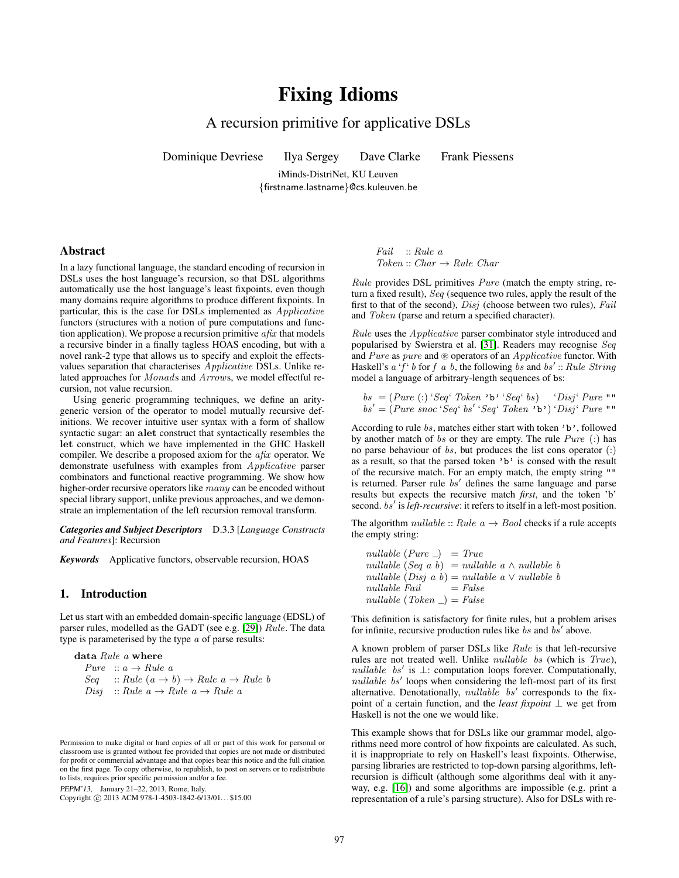# Fixing Idioms

## A recursion primitive for applicative DSLs

Dominique Devriese  Ilya Sergey  Dave Clarke  Frank Piessens

iMinds-DistriNet, KU Leuven
{firstname.lastname}@cs.kuleuven.be

### Abstract

In a lazy functional language, the standard encoding of recursion in DSLs uses the host language's recursion, so that DSL algorithms automatically use the host language's least fixpoints, even though many domains require algorithms to produce different fixpoints. In particular, this is the case for DSLs implemented as *Applicative* functors (structures with a notion of pure computations and function application). We propose a recursion primitive *afix* that models a recursive binder in a finally tagless HOAS encoding, but with a novel rank-2 type that allows us to specify and exploit the effects-values separation that characterises *Applicative* DSLs. Unlike related approaches for *Monad*s and *Arrow*s, we model effectful recursion, not value recursion.

Using generic programming techniques, we define an arity-generic version of the operator to model mutually recursive definitions. We recover intuitive user syntax with a form of shallow syntactic sugar: an **alet** construct that syntactically resembles the **let** construct, which we have implemented in the GHC Haskell compiler. We describe a proposed axiom for the *afix* operator. We demonstrate usefulness with examples from *Applicative* parser combinators and functional reactive programming. We show how higher-order recursive operators like *many* can be encoded without special library support, unlike previous approaches, and we demonstrate an implementation of the left recursion removal transform.

***Categories and Subject Descriptors*** D.3.3 [*Language Constructs and Features*]: Recursion

***Keywords*** Applicative functors, observable recursion, HOAS

### 1. Introduction

Let us start with an embedded domain-specific language (EDSL) of parser rules, modelled as the GADT (see e.g. [29]) *Rule*. The data type is parameterised by the type *a* of parse results:

$$
\begin{array}{l}
\textbf{data}\ Rule\ a\ \textbf{where} \\
\quad Pure \quad :: a \to Rule\ a \\
\quad Seq \quad\ :: Rule\ (a \to b) \to Rule\ a \to Rule\ b \\
\quad Disj \quad :: Rule\ a \to Rule\ a \to Rule\ a \\
\quad Fail \quad\ :: Rule\ a \\
\quad Token :: Char \to Rule\ Char
\end{array}
$$

*Rule* provides DSL primitives *Pure* (match the empty string, return a fixed result), *Seq* (sequence two rules, apply the result of the first to that of the second), *Disj* (choose between two rules), *Fail* and *Token* (parse and return a specified character).

*Rule* uses the *Applicative* parser combinator style introduced and popularised by Swierstra et al. [31]. Readers may recognise *Seq* and *Pure* as *pure* and $\circledast$ operators of an *Applicative* functor. With Haskell's $a$ ‘$f$‘ $b$ for $f\ a\ b$, the following $bs$ and $bs' :: Rule\ String$ model a language of arbitrary-length sequences of bs:

$$
\begin{array}{l}
bs\ \ = (Pure\ (:)\ \text{‘}Seq\text{‘}\ Token\ \texttt{'b'}\ \text{‘}Seq\text{‘}\ bs) \quad \text{‘}Disj\text{‘}\ Pure\ \texttt{""} \\
bs' = (Pure\ snoc\ \text{‘}Seq\text{‘}\ bs'\ \text{‘}Seq\text{‘}\ Token\ \texttt{'b'})\ \text{‘}Disj\text{‘}\ Pure\ \texttt{""}
\end{array}
$$

According to rule $bs$, matches either start with token `'b'`, followed by another match of $bs$ or they are empty. The rule $Pure\ (:)$ has no parse behaviour of $bs$, but produces the list cons operator $(:)$ as a result, so that the parsed token `'b'` is consed with the result of the recursive match. For an empty match, the empty string `""` is returned. Parser rule $bs'$ defines the same language and parse results but expects the recursive match *first*, and the token 'b' second. $bs'$ is *left-recursive*: it refers to itself in a left-most position.

The algorithm $nullable :: Rule\ a \to Bool$ checks if a rule accepts the empty string:

$$
\begin{array}{ll}
nullable\ (Pure\ \_) & = True \\
nullable\ (Seq\ a\ b) & = nullable\ a \wedge nullable\ b \\
nullable\ (Disj\ a\ b) & = nullable\ a \vee nullable\ b \\
nullable\ Fail & = False \\
nullable\ (Token\ \_) & = False
\end{array}
$$

This definition is satisfactory for finite rules, but a problem arises for infinite, recursive production rules like $bs$ and $bs'$ above.

A known problem of parser DSLs like *Rule* is that left-recursive rules are not treated well. Unlike $nullable\ \ bs$ (which is *True*), $nullable\ \ bs'$ is $\bot$: computation loops forever. Computationally, $nullable\ \ bs'$ loops when considering the left-most part of its first alternative. Denotationally, $nullable\ \ bs'$ corresponds to the fixpoint of a certain function, and the *least fixpoint* $\bot$ we get from Haskell is not the one we would like.

This example shows that for DSLs like our grammar model, algorithms need more control of how fixpoints are calculated. As such, it is inappropriate to rely on Haskell's least fixpoints. Otherwise, parsing libraries are restricted to top-down parsing algorithms, left-recursion is difficult (although some algorithms deal with it anyway, e.g. [16]) and some algorithms are impossible (e.g. print a representation of a rule's parsing structure). Also for DSLs with re-

Permission to make digital or hard copies of all or part of this work for personal or classroom use is granted without fee provided that copies are not made or distributed for profit or commercial advantage and that copies bear this notice and the full citation on the first page. To copy otherwise, to republish, to post on servers or to redistribute to lists, requires prior specific permission and/or a fee.

*PEPM'13*, January 21–22, 2013, Rome, Italy.
Copyright © 2013 ACM 978-1-4503-1842-6/13/01... $15.00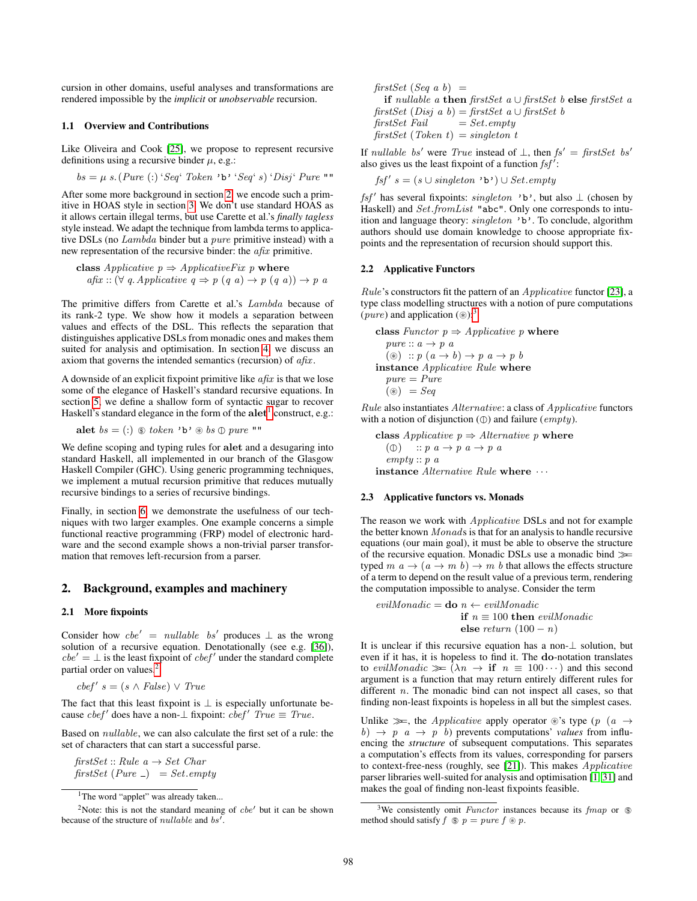cursion in other domains, useful analyses and transformations are rendered impossible by the *implicit* or *unobservable* recursion.

### 1.1 Overview and Contributions

Like Oliveira and Cook [25], we propose to represent recursive definitions using a recursive binder $\mu$, e.g.:

$$bs = \mu\ s. (Pure\ (:)\ `Seq`\ Token\ \texttt{'b'}\ `Seq`\ s)\ `Disj`\ Pure\ \texttt{""}$$

After some more background in section 2, we encode such a primitive in HOAS style in section 3. We don't use standard HOAS as it allows certain illegal terms, but use Carette et al.'s *finally tagless* style instead. We adapt the technique from lambda terms to applicative DSLs (no *Lambda* binder but a *pure* primitive instead) with a new representation of the recursive binder: the *afix* primitive.

```
class Applicative p ⇒ ApplicativeFix p where
  afix :: (∀ q. Applicative q ⇒ p (q a) → p (q a)) → p a
```

The primitive differs from Carette et al.'s *Lambda* because of its rank-2 type. We show how it models a separation between values and effects of the DSL. This reflects the separation that distinguishes applicative DSLs from monadic ones and makes them suited for analysis and optimisation. In section 4, we discuss an axiom that governs the intended semantics (recursion) of *afix*.

A downside of an explicit fixpoint primitive like *afix* is that we lose some of the elegance of Haskell's standard recursive equations. In section 5, we define a shallow form of syntactic sugar to recover Haskell's standard elegance in the form of the **alet**[1] construct, e.g.:

```
alet bs = (:) ⊛ token 'b' ⊛ bs ⊕ pure ""
```

We define scoping and typing rules for **alet** and a desugaring into standard Haskell, all implemented in our branch of the Glasgow Haskell Compiler (GHC). Using generic programming techniques, we implement a mutual recursion primitive that reduces mutually recursive bindings to a series of recursive bindings.

Finally, in section 6, we demonstrate the usefulness of our techniques with two larger examples. One example concerns a simple functional reactive programming (FRP) model of electronic hardware and the second example shows a non-trivial parser transformation that removes left-recursion from a parser.

## 2. Background, examples and machinery

### 2.1 More fixpoints

Consider how $cbe' = nullable\ bs'$ produces $\bot$ as the wrong solution of a recursive equation. Denotationally (see e.g. [36]), $cbe' = \bot$ is the least fixpoint of $cbef'$ under the standard complete partial order on values.[2]

$$cbef'\ s = (s \wedge False) \vee True$$

The fact that this least fixpoint is $\bot$ is especially unfortunate because $cbef'$ does have a non-$\bot$ fixpoint: $cbef'\ True \equiv True$.

Based on *nullable*, we can also calculate the first set of a rule: the set of characters that can start a successful parse.

```
firstSet :: Rule a → Set Char
firstSet (Pure _)    = Set.empty
firstSet (Seq a b)   =
  if nullable a then firstSet a ∪ firstSet b else firstSet a
firstSet (Disj a b)  = firstSet a ∪ firstSet b
firstSet Fail        = Set.empty
firstSet (Token t)   = singleton t
```

If *nullable* $bs'$ were *True* instead of $\bot$, then $fs' = firstSet\ bs'$ also gives us the least fixpoint of a function $fsf'$:

$$fsf'\ s = (s \cup singleton\ \texttt{'b'}) \cup Set.empty$$

$fsf'$ has several fixpoints: $singleton$ `'b'`, but also $\bot$ (chosen by Haskell) and $Set.fromList$ `"abc"`. Only one corresponds to intuition and language theory: $singleton$ `'b'`. To conclude, algorithm authors should use domain knowledge to choose appropriate fixpoints and the representation of recursion should support this.

### 2.2 Applicative Functors

*Rule*'s constructors fit the pattern of an *Applicative* functor [23], a type class modelling structures with a notion of pure computations (*pure*) and application ($\circledast$):[3]

```
class Functor p ⇒ Applicative p where
  pure :: a → p a
  (⊛)  :: p (a → b) → p a → p b
instance Applicative Rule where
  pure = Pure
  (⊛)  = Seq
```

*Rule* also instantiates *Alternative*: a class of *Applicative* functors with a notion of disjunction ($\oplus$) and failure (*empty*).

```
class Applicative p ⇒ Alternative p where
  (⊕)   :: p a → p a → p a
  empty :: p a
instance Alternative Rule where ···
```

### 2.3 Applicative functors vs. Monads

The reason we work with *Applicative* DSLs and not for example the better known *Monad*s is that for an analysis to handle recursive equations (our main goal), it must be able to observe the structure of the recursive equation. Monadic DSLs use a monadic bind $\gg\!=$ typed $m\ a \to (a \to m\ b) \to m\ b$ that allows the effects structure of a term to depend on the result value of a previous term, rendering the computation impossible to analyse. Consider the term

```
evilMonadic = do n ← evilMonadic
                 if n ≡ 100 then evilMonadic
                 else return (100 − n)
```

It is unclear if this recursive equation has a non-$\bot$ solution, but even if it has, it is hopeless to find it. The **do**-notation translates to $evilMonadic \gg\!= (\lambda n \to \textbf{if}\ n \equiv 100 \cdots)$ and this second argument is a function that may return entirely different rules for different $n$. The monadic bind can not inspect all cases, so that finding non-least fixpoints is hopeless in all but the simplest cases.

Unlike $\gg\!=$, the *Applicative* apply operator $\circledast$'s type $(p\ (a \to b) \to p\ a \to p\ b)$ prevents computations' *values* from influencing the *structure* of subsequent computations. This separates a computation's effects from its values, corresponding for parsers to context-free-ness (roughly, see [21]). This makes *Applicative* parser libraries well-suited for analysis and optimisation [1, 31] and makes the goal of finding non-least fixpoints feasible.

---

[1] The word "applet" was already taken...

[2] Note: this is not the standard meaning of $cbe'$ but it can be shown because of the structure of *nullable* and $bs'$.

[3] We consistently omit *Functor* instances because its *fmap* or $\circledS$ method should satisfy $f\ \circledS\ p = pure\ f \circledast p$.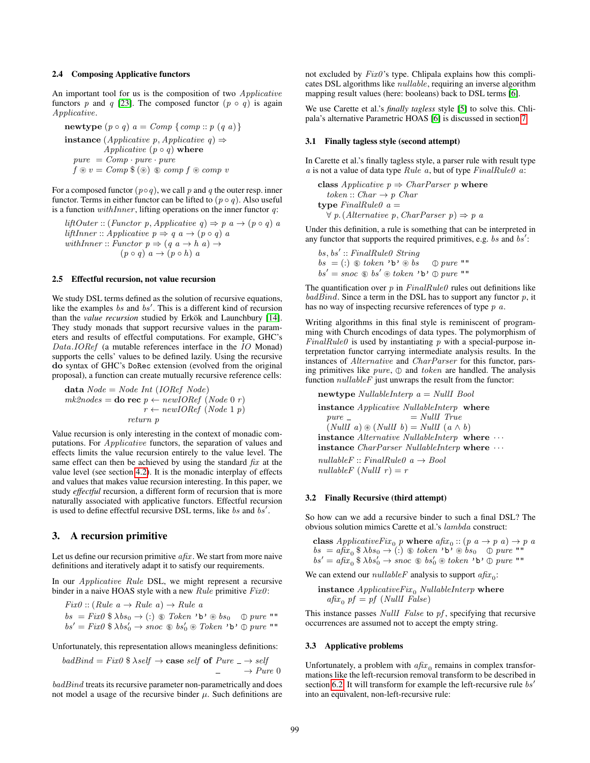### 2.4 Composing Applicative functors

An important tool for us is the composition of two *Applicative* functors $p$ and $q$ [23]. The composed functor $(p \circ q)$ is again *Applicative*.

$$
\begin{array}{l}
\textbf{newtype}\ (p \circ q)\ a = Comp\ \{comp :: p\ (q\ a)\} \\
\textbf{instance}\ (Applicative\ p, Applicative\ q) \Rightarrow \\
\qquad Applicative\ (p \circ q)\ \textbf{where} \\
\quad pure\ = Comp \cdot pure \cdot pure \\
\quad f \circledast v = Comp\ \$\ (\circledast)\ \circledS\ comp\ f \circledast comp\ v
\end{array}
$$

For a composed functor $(p \circ q)$, we call $p$ and $q$ the outer resp. inner functor. Terms in either functor can be lifted to $(p \circ q)$. Also useful is a function *withInner*, lifting operations on the inner functor $q$:

$$
\begin{array}{l}
liftOuter :: (Functor\ p, Applicative\ q) \Rightarrow p\ a \to (p \circ q)\ a \\
liftInner :: Applicative\ p \Rightarrow q\ a \to (p \circ q)\ a \\
withInner :: Functor\ p \Rightarrow (q\ a \to h\ a) \to \\
\qquad (p \circ q)\ a \to (p \circ h)\ a
\end{array}
$$

### 2.5 Effectful recursion, not value recursion

We study DSL terms defined as the solution of recursive equations, like the examples $bs$ and $bs'$. This is a different kind of recursion than the *value recursion* studied by Erkök and Launchbury [14]. They study monads that support recursive values in the parameters and results of effectful computations. For example, GHC's *Data.IORef* (a mutable references interface in the *IO* Monad) supports the cells' values to be defined lazily. Using the recursive **do** syntax of GHC's DoRec extension (evolved from the original proposal), a function can create mutually recursive reference cells:

$$
\begin{array}{l}
\textbf{data}\ Node = Node\ Int\ (IORef\ Node) \\
mk2nodes = \textbf{do rec}\ p \leftarrow newIORef\ (Node\ 0\ r) \\
\qquad\qquad\qquad\quad r \leftarrow newIORef\ (Node\ 1\ p) \\
\qquad\qquad\quad return\ p
\end{array}
$$

Value recursion is only interesting in the context of monadic computations. For *Applicative* functors, the separation of values and effects limits the value recursion entirely to the value level. The same effect can then be achieved by using the standard *fix* at the value level (see section 4.2). It is the monadic interplay of effects and values that makes value recursion interesting. In this paper, we study *effectful* recursion, a different form of recursion that is more naturally associated with applicative functors. Effectful recursion is used to define effectful recursive DSL terms, like $bs$ and $bs'$.

## 3. A recursion primitive

Let us define our recursion primitive *afix*. We start from more naive definitions and iteratively adapt it to satisfy our requirements.

In our *Applicative Rule* DSL, we might represent a recursive binder in a naive HOAS style with a new *Rule* primitive *Fix0*:

$$
\begin{array}{l}
Fix0 :: (Rule\ a \to Rule\ a) \to Rule\ a \\
bs\ \ = Fix0\ \$\ \lambda bs_0 \to (:)\ \circledS\ Token\ \texttt{'b'} \circledast bs_0 \quad \oplus\ pure\ \texttt{""} \\
bs' = Fix0\ \$\ \lambda bs'_0 \to snoc\ \circledS\ bs'_0 \circledast Token\ \texttt{'b'} \oplus pure\ \texttt{""}
\end{array}
$$

Unfortunately, this representation allows meaningless definitions:

$$
\begin{array}{l}
badBind = Fix0\ \$\ \lambda self \to \textbf{case}\ self\ \textbf{of}\ Pure\ \_ \to self \\
\qquad\qquad\qquad\qquad\qquad\qquad\qquad\quad \_ \quad\ \to Pure\ 0
\end{array}
$$

*badBind* treats its recursive parameter non-parametrically and does not model a usage of the recursive binder $\mu$. Such definitions are not excluded by *Fix0*'s type. Chlipala explains how this complicates DSL algorithms like *nullable*, requiring an inverse algorithm mapping result values (here: booleans) back to DSL terms [6].

We use Carette et al.'s *finally tagless* style [5] to solve this. Chlipala's alternative Parametric HOAS [6] is discussed in section 7.

### 3.1 Finally tagless style (second attempt)

In Carette et al.'s finally tagless style, a parser rule with result type $a$ is not a value of data type *Rule a*, but of type *FinalRule0 a*:

$$
\begin{array}{l}
\textbf{class}\ Applicative\ p \Rightarrow CharParser\ p\ \textbf{where} \\
\quad token :: Char \to p\ Char \\
\textbf{type}\ FinalRule0\ a = \\
\quad \forall\ p. (Alternative\ p, CharParser\ p) \Rightarrow p\ a
\end{array}
$$

Under this definition, a rule is something that can be interpreted in any functor that supports the required primitives, e.g. $bs$ and $bs'$:

$$
\begin{array}{l}
bs, bs' :: FinalRule0\ String \\
bs\ \ = (:)\ \circledS\ token\ \texttt{'b'} \circledast bs \quad\ \oplus\ pure\ \texttt{""} \\
bs' = snoc\ \circledS\ bs' \circledast token\ \texttt{'b'} \oplus pure\ \texttt{""}
\end{array}
$$

The quantification over $p$ in *FinalRule0* rules out definitions like *badBind*. Since a term in the DSL has to support any functor $p$, it has no way of inspecting recursive references of type $p\ a$.

Writing algorithms in this final style is reminiscent of programming with Church encodings of data types. The polymorphism of *FinalRule0* is used by instantiating $p$ with a special-purpose interpretation functor carrying intermediate analysis results. In the instances of *Alternative* and *CharParser* for this functor, parsing primitives like *pure*, $\oplus$ and *token* are handled. The analysis function *nullableF* just unwraps the result from the functor:

$$
\begin{array}{l}
\textbf{newtype}\ NullableInterp\ a = NullI\ Bool \\
\textbf{instance}\ Applicative\ NullableInterp\ \ \textbf{where} \\
\quad pure\ \_ \qquad\qquad\quad\ \ = NullI\ True \\
\quad (NullI\ a) \circledast (NullI\ b) = NullI\ (a \wedge b) \\
\textbf{instance}\ Alternative\ NullableInterp\ \ \textbf{where} \cdots \\
\textbf{instance}\ CharParser\ NullableInterp\ \textbf{where} \cdots \\
nullableF :: FinalRule0\ a \to Bool \\
nullableF\ (NullI\ r) = r
\end{array}
$$

### 3.2 Finally Recursive (third attempt)

So how can we add a recursive binder to such a final DSL? The obvious solution mimics Carette et al.'s *lambda* construct:

$$
\begin{array}{l}
\textbf{class}\ ApplicativeFix_0\ p\ \textbf{where}\ afix_0 :: (p\ a \to p\ a) \to p\ a \\
bs\ \ = afix_0\ \$\ \lambda bs_0 \to (:)\ \circledS\ token\ \texttt{'b'} \circledast bs_0 \quad \oplus\ pure\ \texttt{""} \\
bs' = afix_0\ \$\ \lambda bs'_0 \to snoc\ \circledS\ bs'_0 \circledast token\ \texttt{'b'} \oplus pure\ \texttt{""}
\end{array}
$$

We can extend our *nullableF* analysis to support $afix_0$:

$$
\begin{array}{l}
\textbf{instance}\ ApplicativeFix_0\ NullableInterp\ \textbf{where} \\
\quad afix_0\ pf = pf\ (NullI\ False)
\end{array}
$$

This instance passes *NullI False* to *pf*, specifying that recursive occurrences are assumed not to accept the empty string.

### 3.3 Applicative problems

Unfortunately, a problem with $afix_0$ remains in complex transformations like the left-recursion removal transform to be described in section 6.2. It will transform for example the left-recursive rule $bs'$ into an equivalent, non-left-recursive rule: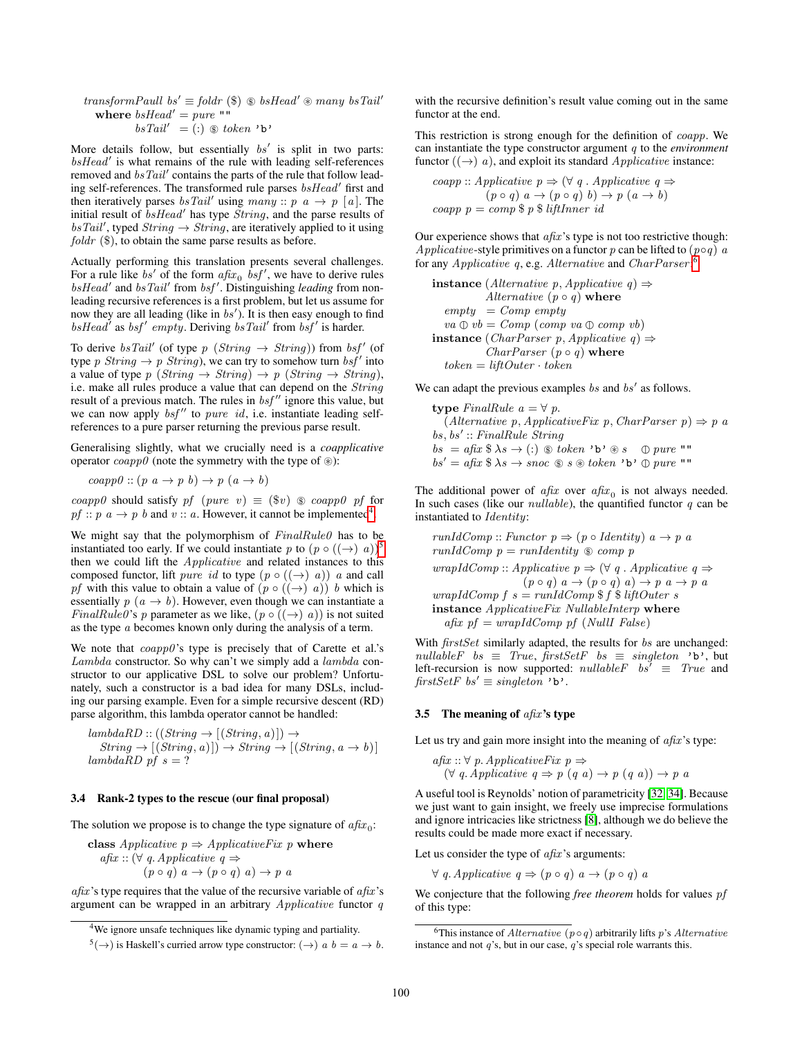$$
\begin{aligned}
&\mathit{transformPaull}\ bs' \equiv \mathit{foldr}\ (\$)\ \circledS\ \mathit{bsHead}' \circledast \mathit{many}\ \mathit{bsTail}' \\
&\quad \textbf{where}\ \mathit{bsHead}' = \mathit{pure}\ \texttt{""} \\
&\qquad\quad \mathit{bsTail}' \ = (:)\ \circledS\ \mathit{token}\ \texttt{'b'}
\end{aligned}
$$

More details follow, but essentially $bs'$ is split in two parts: $bsHead'$ is what remains of the rule with leading self-references removed and $bsTail'$ contains the parts of the rule that follow leading self-references. The transformed rule parses $bsHead'$ first and then iteratively parses $bsTail'$ using $many :: p\ a \to p\ [a]$. The initial result of $bsHead'$ and the parse results of $bsTail'$, typed $String \to String$, are iteratively applied to it using $foldr\ (\$)$, to obtain the same parse results as before.

Actually performing this translation presents several challenges. For a rule like $bs'$ of the form $afix_0\ bsf'$, we have to derive rules $bsHead'$ and $bsTail'$ from $bsf'$. Distinguishing *leading* from non-leading recursive references is a first problem, but let us assume for now they are all leading (like in $bs'$). It is then easy enough to find $bsHead'$ as $bsf'\ empty$. Deriving $bsTail'$ from $bsf'$ is harder.

To derive $bsTail'$ (of type $p\ (String \to String)$) from $bsf'$ (of type $p\ String \to p\ String$), we can try to somehow turn $bsf'$ into a value of type $p\ (String \to String) \to p\ (String \to String)$, i.e. make all rules produce a value that can depend on the $String$ result of a previous match. The rules in $bsf''$ ignore this value, but we can now apply $bsf''$ to $pure\ id$, i.e. instantiate leading self-references to a pure parser returning the previous parse result.

Generalising slightly, what we crucially need is a *coapplicative* operator $coapp0$ (note the symmetry with the type of $\circledast$):

$$coapp0 :: (p\ a \to p\ b) \to p\ (a \to b)$$

$coapp0$ should satisfy $pf\ (pure\ v) \equiv (\$v)\ \circledS\ coapp0\ pf$ for $pf :: p\ a \to p\ b$ and $v :: a$. However, it cannot be implemented[4].

We might say that the polymorphism of $FinalRule0$ has to be instantiated too early. If we could instantiate $p$ to $(p \circ ((\to)\ a))$[5] then we could lift the $Applicative$ and related instances to this composed functor, lift $pure\ id$ to type $(p \circ ((\to)\ a))\ a$ and call $pf$ with this value to obtain a value of $(p \circ ((\to)\ a))\ b$ which is essentially $p\ (a \to b)$. However, even though we can instantiate a $FinalRule0$'s $p$ parameter as we like, $(p \circ ((\to)\ a))$ is not suited as the type $a$ becomes known only during the analysis of a term.

We note that $coapp0$'s type is precisely that of Carette et al.'s $Lambda$ constructor. So why can't we simply add a $lambda$ constructor to our applicative DSL to solve our problem? Unfortunately, such a constructor is a bad idea for many DSLs, including our parsing example. Even for a simple recursive descent (RD) parse algorithm, this lambda operator cannot be handled:

$$
\begin{aligned}
&\mathit{lambdaRD} :: ((String \to [(String, a)]) \to \\
&\quad String \to [(String, a)]) \to String \to [(String, a \to b)] \\
&\mathit{lambdaRD}\ pf\ s = ?
\end{aligned}
$$

### 3.4 Rank-2 types to the rescue (our final proposal)

The solution we propose is to change the type signature of $afix_0$:

$$
\begin{aligned}
&\textbf{class}\ Applicative\ p \Rightarrow ApplicativeFix\ p\ \textbf{where} \\
&\quad afix :: (\forall\ q.\, Applicative\ q \Rightarrow \\
&\qquad\qquad (p \circ q)\ a \to (p \circ q)\ a) \to p\ a
\end{aligned}
$$

$afix$'s type requires that the value of the recursive variable of $afix$'s argument can be wrapped in an arbitrary $Applicative$ functor $q$ with the recursive definition's result value coming out in the same functor at the end.

This restriction is strong enough for the definition of $coapp$. We can instantiate the type constructor argument $q$ to the *environment* functor $((\to)\ a)$, and exploit its standard $Applicative$ instance:

$$
\begin{aligned}
&coapp :: Applicative\ p \Rightarrow (\forall\ q\ .\ Applicative\ q \Rightarrow \\
&\qquad\qquad (p \circ q)\ a \to (p \circ q)\ b) \to p\ (a \to b) \\
&coapp\ p = comp\ \$\ p\ \$\ liftInner\ id
\end{aligned}
$$

Our experience shows that $afix$'s type is not too restrictive though: $Applicative$-style primitives on a functor $p$ can be lifted to $(p \circ q)\ a$ for any $Applicative\ q$, e.g. $Alternative$ and $CharParser$.[6]

$$
\begin{aligned}
&\textbf{instance}\ (Alternative\ p, Applicative\ q) \Rightarrow \\
&\qquad\quad Alternative\ (p \circ q)\ \textbf{where} \\
&\quad empty \ \ = Comp\ empty \\
&\quad va \oplus vb = Comp\ (comp\ va \oplus comp\ vb) \\
&\textbf{instance}\ (CharParser\ p, Applicative\ q) \Rightarrow \\
&\qquad\quad CharParser\ (p \circ q)\ \textbf{where} \\
&\quad token = liftOuter \cdot token
\end{aligned}
$$

We can adapt the previous examples $bs$ and $bs'$ as follows.

$$
\begin{aligned}
&\textbf{type}\ FinalRule\ a = \forall\ p. \\
&\quad (Alternative\ p, ApplicativeFix\ p, CharParser\ p) \Rightarrow p\ a \\
&bs, bs' :: FinalRule\ String \\
&bs \ \ = afix\ \$\ \lambda s \to (:)\ \circledS\ token\ \texttt{'b'} \circledast s \quad \oplus pure\ \texttt{""} \\
&bs' = afix\ \$\ \lambda s \to snoc\ \circledS\ s \circledast token\ \texttt{'b'} \oplus pure\ \texttt{""}
\end{aligned}
$$

The additional power of $afix$ over $afix_0$ is not always needed. In such cases (like our $nullable$), the quantified functor $q$ can be instantiated to $Identity$:

$$
\begin{aligned}
&runIdComp :: Functor\ p \Rightarrow (p \circ Identity)\ a \to p\ a \\
&runIdComp\ p = runIdentity\ \circledS\ comp\ p \\
&wrapIdComp :: Applicative\ p \Rightarrow (\forall\ q\ .\ Applicative\ q \Rightarrow \\
&\qquad\qquad (p \circ q)\ a \to (p \circ q)\ a) \to p\ a \to p\ a \\
&wrapIdComp\ f\ s = runIdComp\ \$\ f\ \$\ liftOuter\ s \\
&\textbf{instance}\ ApplicativeFix\ NullableInterp\ \textbf{where} \\
&\quad afix\ pf = wrapIdComp\ pf\ (NullI\ False)
\end{aligned}
$$

With $firstSet$ similarly adapted, the results for $bs$ are unchanged: $nullableF\ bs \equiv True$, $firstSetF\ bs \equiv singleton$ `'b'`, but left-recursion is now supported: $nullableF\ bs' \equiv True$ and $firstSetF\ bs' \equiv singleton$ `'b'`.

### 3.5 The meaning of $afix$'s type

Let us try and gain more insight into the meaning of $afix$'s type:

$$
\begin{aligned}
&afix :: \forall\ p.\, ApplicativeFix\ p \Rightarrow \\
&\quad (\forall\ q.\, Applicative\ q \Rightarrow p\ (q\ a) \to p\ (q\ a)) \to p\ a
\end{aligned}
$$

A useful tool is Reynolds' notion of parametricity [32, 34]. Because we just want to gain insight, we freely use imprecise formulations and ignore intricacies like strictness [8], although we do believe the results could be made more exact if necessary.

Let us consider the type of $afix$'s arguments:

$$\forall\ q.\, Applicative\ q \Rightarrow (p \circ q)\ a \to (p \circ q)\ a$$

We conjecture that the following *free theorem* holds for values $pf$ of this type:

---

[4] We ignore unsafe techniques like dynamic typing and partiality.

[5] $(\to)$ is Haskell's curried arrow type constructor: $(\to)\ a\ b = a \to b$.

[6] This instance of $Alternative\ (p \circ q)$ arbitrarily lifts $p$'s $Alternative$ instance and not $q$'s, but in our case, $q$'s special role warrants this.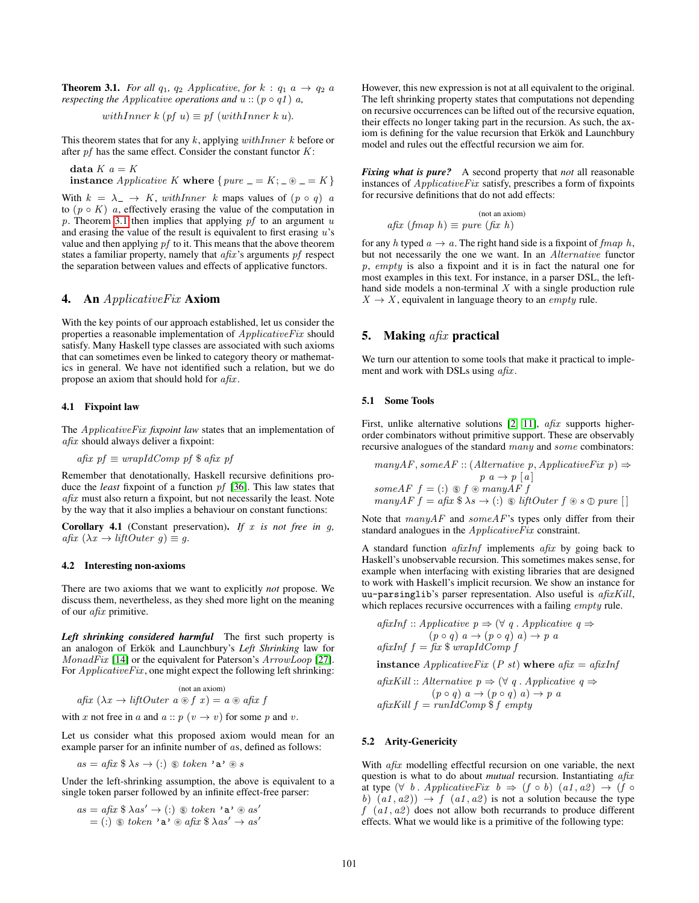**Theorem 3.1.** *For all $q_1$, $q_2$ Applicative, for $k : q_1\ a \to q_2\ a$ respecting the Applicative operations and $u :: (p \circ q1)\ a$,*

$$withInner\ k\ (pf\ u) \equiv pf\ (withInner\ k\ u).$$

This theorem states that for any $k$, applying $withInner\ k$ before or after $pf$ has the same effect. Consider the constant functor $K$:

```
data K a = K
instance Applicative K where { pure _ = K; _ ⊛ _ = K }
```

With $k = \lambda\_ \to K$, $withInner\ k$ maps values of $(p \circ q)\ a$ to $(p \circ K)\ a$, effectively erasing the value of the computation in $p$. Theorem 3.1 then implies that applying $pf$ to an argument $u$ and erasing the value of the result is equivalent to first erasing $u$'s value and then applying $pf$ to it. This means that the above theorem states a familiar property, namely that $afix$'s arguments $pf$ respect the separation between values and effects of applicative functors.

## 4. An $ApplicativeFix$ Axiom

With the key points of our approach established, let us consider the properties a reasonable implementation of $ApplicativeFix$ should satisfy. Many Haskell type classes are associated with such axioms that can sometimes even be linked to category theory or mathematics in general. We have not identified such a relation, but we do propose an axiom that should hold for $afix$.

### 4.1 Fixpoint law

The $ApplicativeFix$ *fixpoint law* states that an implementation of $afix$ should always deliver a fixpoint:

$$afix\ pf \equiv wrapIdComp\ pf\ \$\ afix\ pf$$

Remember that denotationally, Haskell recursive definitions produce the *least* fixpoint of a function $pf$ [36]. This law states that $afix$ must also return a fixpoint, but not necessarily the least. Note by the way that it also implies a behaviour on constant functions:

**Corollary 4.1** (Constant preservation)**.** *If $x$ is not free in $g$, $afix\ (\lambda x \to liftOuter\ g) \equiv g$.*

### 4.2 Interesting non-axioms

There are two axioms that we want to explicitly *not* propose. We discuss them, nevertheless, as they shed more light on the meaning of our $afix$ primitive.

***Left shrinking considered harmful*** The first such property is an analogon of Erkök and Launchbury's *Left Shrinking* law for $MonadFix$ [14] or the equivalent for Paterson's $ArrowLoop$ [27]. For $ApplicativeFix$, one might expect the following left shrinking:

$$afix\ (\lambda x \to liftOuter\ a \circledast f\ x) \overset{\text{(not an axiom)}}{=} a \circledast afix\ f$$

with $x$ not free in $a$ and $a :: p\ (v \to v)$ for some $p$ and $v$.

Let us consider what this proposed axiom would mean for an example parser for an infinite number of $a$s, defined as follows:

$$as = afix\ \$\ \lambda s \to (:)\ \circledS\ token\ \texttt{'a'} \circledast s$$

Under the left-shrinking assumption, the above is equivalent to a single token parser followed by an infinite effect-free parser:

$$\begin{aligned} as &= afix\ \$\ \lambda as' \to (:)\ \circledS\ token\ \texttt{'a'} \circledast as' \\ &= (:)\ \circledS\ token\ \texttt{'a'} \circledast afix\ \$\ \lambda as' \to as' \end{aligned}$$

However, this new expression is not at all equivalent to the original. The left shrinking property states that computations not depending on recursive occurrences can be lifted out of the recursive equation, their effects no longer taking part in the recursion. As such, the axiom is defining for the value recursion that Erkök and Launchbury model and rules out the effectful recursion we aim for.

***Fixing what is pure?*** A second property that *not* all reasonable instances of $ApplicativeFix$ satisfy, prescribes a form of fixpoints for recursive definitions that do not add effects:

$$afix\ (fmap\ h) \overset{\text{(not an axiom)}}{\equiv} pure\ (fix\ h)$$

for any $h$ typed $a \to a$. The right hand side is a fixpoint of $fmap\ h$, but not necessarily the one we want. In an $Alternative$ functor $p$, $empty$ is also a fixpoint and it is in fact the natural one for most examples in this text. For instance, in a parser DSL, the left-hand side models a non-terminal $X$ with a single production rule $X \to X$, equivalent in language theory to an $empty$ rule.

## 5. Making $afix$ practical

We turn our attention to some tools that make it practical to implement and work with DSLs using $afix$.

### 5.1 Some Tools

First, unlike alternative solutions [2, 11], $afix$ supports higher-order combinators without primitive support. These are observably recursive analogues of the standard $many$ and $some$ combinators:

$$\begin{aligned} &manyAF, someAF :: (Alternative\ p, ApplicativeFix\ p) \Rightarrow \\ &\qquad\qquad p\ a \to p\ [a] \\ &someAF\ f = (:)\ \circledS\ f \circledast manyAF\ f \\ &manyAF\ f = afix\ \$\ \lambda s \to (:)\ \circledS\ liftOuter\ f \circledast s\ \oplus\ pure\ [\,] \end{aligned}$$

Note that $manyAF$ and $someAF$'s types only differ from their standard analogues in the $ApplicativeFix$ constraint.

A standard function $afixInf$ implements $afix$ by going back to Haskell's unobservable recursion. This sometimes makes sense, for example when interfacing with existing libraries that are designed to work with Haskell's implicit recursion. We show an instance for `uu-parsinglib`'s parser representation. Also useful is $afixKill$, which replaces recursive occurrences with a failing $empty$ rule.

$$\begin{aligned} &afixInf :: Applicative\ p \Rightarrow (\forall\ q\ .\ Applicative\ q \Rightarrow \\ &\qquad\qquad (p \circ q)\ a \to (p \circ q)\ a) \to p\ a \\ &afixInf\ f = fix\ \$\ wrapIdComp\ f \end{aligned}$$

$$\textbf{instance}\ ApplicativeFix\ (P\ st)\ \textbf{where}\ afix = afixInf$$

$$\begin{aligned} &afixKill :: Alternative\ p \Rightarrow (\forall\ q\ .\ Applicative\ q \Rightarrow \\ &\qquad\qquad (p \circ q)\ a \to (p \circ q)\ a) \to p\ a \\ &afixKill\ f = runIdComp\ \$\ f\ empty \end{aligned}$$

### 5.2 Arity-Genericity

With $afix$ modelling effectful recursion on one variable, the next question is what to do about *mutual* recursion. Instantiating $afix$ at type $(\forall\ b\ .\ ApplicativeFix\ b \Rightarrow (f \circ b)\ (a1, a2) \to (f \circ b)\ (a1, a2)) \to f\ (a1, a2)$ is not a solution because the type $f\ (a1, a2)$ does not allow both recurrands to produce different effects. What we would like is a primitive of the following type: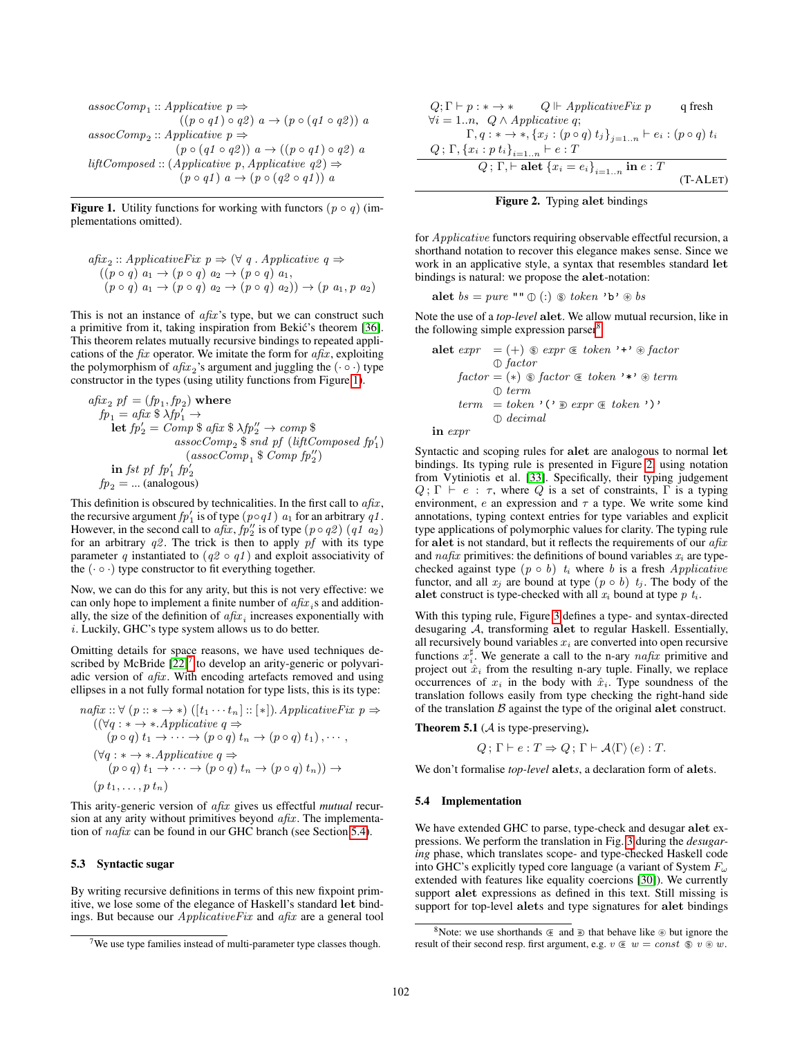$$
\begin{aligned}
&assocComp_1 :: Applicative\ p \Rightarrow \\
&\qquad ((p \circ q1) \circ q2)\ a \rightarrow (p \circ (q1 \circ q2))\ a \\
&assocComp_2 :: Applicative\ p \Rightarrow \\
&\qquad (p \circ (q1 \circ q2))\ a \rightarrow ((p \circ q1) \circ q2)\ a \\
&liftComposed :: (Applicative\ p, Applicative\ q2) \Rightarrow \\
&\qquad (p \circ q1)\ a \rightarrow (p \circ (q2 \circ q1))\ a
\end{aligned}
$$

**Figure 1.** Utility functions for working with functors $(p \circ q)$ (implementations omitted).

$$
\begin{aligned}
&afix_2 :: ApplicativeFix\ p \Rightarrow (\forall\ q\ .\ Applicative\ q \Rightarrow \\
&\quad ((p \circ q)\ a_1 \rightarrow (p \circ q)\ a_2 \rightarrow (p \circ q)\ a_1, \\
&\quad\ (p \circ q)\ a_1 \rightarrow (p \circ q)\ a_2 \rightarrow (p \circ q)\ a_2)) \rightarrow (p\ a_1, p\ a_2)
\end{aligned}
$$

This is not an instance of *afix*'s type, but we can construct such a primitive from it, taking inspiration from Bekić's theorem [36]. This theorem relates mutually recursive bindings to repeated applications of the *fix* operator. We imitate the form for *afix*, exploiting the polymorphism of $afix_2$'s argument and juggling the $(\cdot \circ \cdot)$ type constructor in the types (using utility functions from Figure 1).

$$
\begin{aligned}
&afix_2\ pf = (fp_1, fp_2)\ \mathbf{where} \\
&\quad fp_1 = afix\ \$\ \lambda fp_1' \rightarrow \\
&\qquad \mathbf{let}\ fp_2' = Comp\ \$\ afix\ \$\ \lambda fp_2'' \rightarrow comp\ \$ \\
&\qquad\qquad\qquad assocComp_2\ \$\ snd\ pf\ (liftComposed\ fp_1') \\
&\qquad\qquad\qquad\quad (assocComp_1\ \$\ Comp\ fp_2'') \\
&\qquad \mathbf{in}\ fst\ pf\ fp_1'\ fp_2' \\
&\quad fp_2 = ...\ \text{(analogous)}
\end{aligned}
$$

This definition is obscured by technicalities. In the first call to *afix*, the recursive argument $fp_1'$ is of type $(p \circ q1)\ a_1$ for an arbitrary $q1$. However, in the second call to *afix*, $fp_2''$ is of type $(p \circ q2)\ (q1\ a_2)$ for an arbitrary $q2$. The trick is then to apply *pf* with its type parameter $q$ instantiated to $(q2 \circ q1)$ and exploit associativity of the $(\cdot \circ \cdot)$ type constructor to fit everything together.

Now, we can do this for any arity, but this is not very effective: we can only hope to implement a finite number of $afix_i$s and additionally, the size of the definition of $afix_i$ increases exponentially with $i$. Luckily, GHC's type system allows us to do better.

Omitting details for space reasons, we have used techniques described by McBride [22][7] to develop an arity-generic or polyvariadic version of *afix*. With encoding artefacts removed and using ellipses in a not fully formal notation for type lists, this is its type:

$$
\begin{aligned}
&nafix :: \forall\ (p :: * \rightarrow *)\ ([t_1 \cdots t_n] :: [*]).\ ApplicativeFix\ p \Rightarrow \\
&\quad ((\forall q : * \rightarrow *. Applicative\ q \Rightarrow \\
&\qquad (p \circ q)\ t_1 \rightarrow \cdots \rightarrow (p \circ q)\ t_n \rightarrow (p \circ q)\ t_1), \cdots, \\
&\quad (\forall q : * \rightarrow *. Applicative\ q \Rightarrow \\
&\qquad (p \circ q)\ t_1 \rightarrow \cdots \rightarrow (p \circ q)\ t_n \rightarrow (p \circ q)\ t_n)) \rightarrow \\
&\quad (p\ t_1, \ldots, p\ t_n)
\end{aligned}
$$

This arity-generic version of *afix* gives us effectful *mutual* recursion at any arity without primitives beyond *afix*. The implementation of *nafix* can be found in our GHC branch (see Section 5.4).

### 5.3 Syntactic sugar

By writing recursive definitions in terms of this new fixpoint primitive, we lose some of the elegance of Haskell's standard **let** bindings. But because our *ApplicativeFix* and *afix* are a general tool for *Applicative* functors requiring observable effectful recursion, a shorthand notation to recover this elegance makes sense. Since we work in an applicative style, a syntax that resembles standard **let** bindings is natural: we propose the **alet**-notation:

$$
\mathbf{alet}\ bs = pure\ \texttt{""} \oplus (:) \circledS\ token\ \texttt{'b'} \circledast bs
$$

Note the use of a *top-level* **alet**. We allow mutual recursion, like in the following simple expression parser[8]:

$$
\begin{aligned}
\mathbf{alet}\ expr &= (+) \circledS\ expr \circledast\!\!<\ token\ \texttt{'+'} \circledast factor \\
&\quad \oplus\ factor \\
factor &= (*) \circledS\ factor \circledast\!\!<\ token\ \texttt{'*'} \circledast term \\
&\quad \oplus\ term \\
term &= token\ \texttt{'('} \gg\!\!\circledast\ expr \circledast\!\!<\ token\ \texttt{')'} \\
&\quad \oplus\ decimal \\
\mathbf{in}\ expr &
\end{aligned}
$$

$$
\frac{\begin{array}{l}Q; \Gamma \vdash p : * \rightarrow * \qquad Q \Vdash ApplicativeFix\ p \qquad \text{q fresh} \\ \forall i = 1..n,\ \ Q \wedge Applicative\ q; \\ \qquad \Gamma, q : * \rightarrow *, \{x_j : (p \circ q)\ t_j\}_{j=1..n} \vdash e_i : (p \circ q)\ t_i \\ Q\ ; \Gamma, \{x_i : p\ t_i\}_{i=1..n} \vdash e : T\end{array}}{Q\ ; \Gamma, \vdash \mathbf{alet}\ \{x_i = e_i\}_{i=1..n}\ \mathbf{in}\ e : T} \ \text{(T-ALET)}
$$

**Figure 2.** Typing **alet** bindings

Syntactic and scoping rules for **alet** are analogous to normal **let** bindings. Its typing rule is presented in Figure 2, using notation from Vytiniotis et al. [33]. Specifically, their typing judgement $Q; \Gamma \vdash e : \tau$, where $Q$ is a set of constraints, $\Gamma$ is a typing environment, $e$ an expression and $\tau$ a type. We write some kind annotations, typing context entries for type variables and explicit type applications of polymorphic values for clarity. The typing rule for **alet** is not standard, but it reflects the requirements of our *afix* and *nafix* primitives: the definitions of bound variables $x_i$ are type-checked against type $(p \circ b)\ t_i$ where $b$ is a fresh *Applicative* functor, and all $x_j$ are bound at type $(p \circ b)\ t_j$. The body of the **alet** construct is type-checked with all $x_i$ bound at type $p\ t_i$.

With this typing rule, Figure 3 defines a type- and syntax-directed desugaring $\mathcal{A}$, transforming **alet** to regular Haskell. Essentially, all recursively bound variables $x_i$ are converted into open recursive functions $x_i^\sharp$. We generate a call to the n-ary *nafix* primitive and project out $\hat{x}_i$ from the resulting n-ary tuple. Finally, we replace occurrences of $x_i$ in the body with $\hat{x}_i$. Type soundness of the translation follows easily from type checking the right-hand side of the translation $\mathcal{B}$ against the type of the original **alet** construct.

**Theorem 5.1** ($\mathcal{A}$ is type-preserving)**.**

$$
Q\ ; \Gamma \vdash e : T \Rightarrow Q\ ; \Gamma \vdash \mathcal{A}\langle\Gamma\rangle\ (e) : T.
$$

We don't formalise *top-level* **alet***s*, a declaration form of **alet**s.

### 5.4 Implementation

We have extended GHC to parse, type-check and desugar **alet** expressions. We perform the translation in Fig. 3 during the *desugaring* phase, which translates scope- and type-checked Haskell code into GHC's explicitly typed core language (a variant of System $F_\omega$ extended with features like equality coercions [30]). We currently support **alet** expressions as defined in this text. Still missing is support for top-level **alet**s and type signatures for **alet** bindings

---

[7] We use type families instead of multi-parameter type classes though.

[8] Note: we use shorthands $\circledast\!\!<$ and $\gg\!\!\circledast$ that behave like $\circledast$ but ignore the result of their second resp. first argument, e.g. $v \circledast\!\!<\ w = const\ \circledS\ v \circledast w$.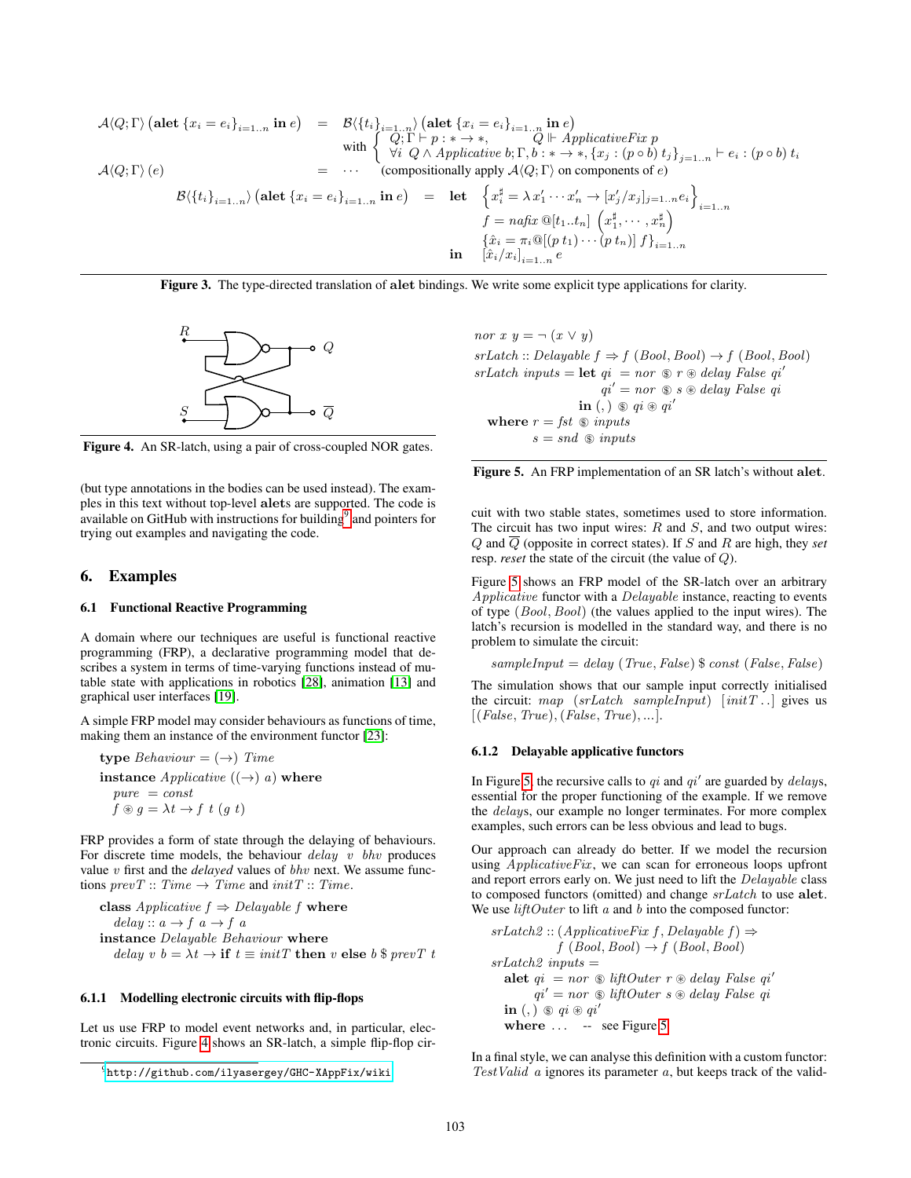$$\mathcal{A}\langle Q;\Gamma\rangle\left(\mathbf{alet}\ \{x_i = e_i\}_{i=1..n}\ \mathbf{in}\ e\right) \;=\; \mathcal{B}\langle\{t_i\}_{i=1..n}\rangle\left(\mathbf{alet}\ \{x_i = e_i\}_{i=1..n}\ \mathbf{in}\ e\right)$$

$$\text{with}\ \left\{\begin{array}{l} Q;\Gamma \vdash p : * \to *, \qquad Q \Vdash \mathit{ApplicativeFix}\ p \\ \forall i\ \ Q \wedge \mathit{Applicative}\ b;\Gamma, b : * \to *, \{x_j : (p \circ b)\ t_j\}_{j=1..n} \vdash e_i : (p \circ b)\ t_i \end{array}\right.$$

$$\mathcal{A}\langle Q;\Gamma\rangle\,(e) \;=\; \cdots \quad \text{(compositionally apply } \mathcal{A}\langle Q;\Gamma\rangle \text{ on components of } e\text{)}$$

$$\mathcal{B}\langle\{t_i\}_{i=1..n}\rangle\left(\mathbf{alet}\ \{x_i = e_i\}_{i=1..n}\ \mathbf{in}\ e\right) \;=\; \begin{array}{ll} \mathbf{let} & \left\{x_i^\sharp = \lambda\, x_1' \cdots x_n' \to [x_j'/x_j]_{j=1..n} e_i\right\}_{i=1..n} \\ & f = \mathit{nafix}\ @[t_1..t_n]\ \left(x_1^\sharp,\cdots,x_n^\sharp\right) \\ & \{\hat{x}_i = \pi_i @[(p\ t_1)\cdots(p\ t_n)]\ f\}_{i=1..n} \\ \mathbf{in} & [\hat{x}_i/x_i]_{i=1..n}\ e \end{array}$$

**Figure 3.** The type-directed translation of **alet** bindings. We write some explicit type applications for clarity.

**Figure 4.** An SR-latch, using a pair of cross-coupled NOR gates.

```
nor x y = ¬ (x ∨ y)
srLatch :: Delayable f ⇒ f (Bool, Bool) → f (Bool, Bool)
srLatch inputs = let qi  = nor <$> r <*> delay False qi'
                     qi' = nor <$> s <*> delay False qi
                 in (,) <$> qi <*> qi'
  where r = fst <$> inputs
        s = snd <$> inputs
```

**Figure 5.** An FRP implementation of an SR latch's without **alet**.

(but type annotations in the bodies can be used instead). The examples in this text without top-level **alet**s are supported. The code is available on GitHub with instructions for building[9] and pointers for trying out examples and navigating the code.

## 6. Examples

### 6.1 Functional Reactive Programming

A domain where our techniques are useful is functional reactive programming (FRP), a declarative programming model that describes a system in terms of time-varying functions instead of mutable state with applications in robotics [28], animation [13] and graphical user interfaces [19].

A simple FRP model may consider behaviours as functions of time, making them an instance of the environment functor [23]:

```
type Behaviour = (→) Time
instance Applicative ((→) a) where
  pure  = const
  f <*> g = λt → f t (g t)
```

FRP provides a form of state through the delaying of behaviours. For discrete time models, the behaviour *delay v bhv* produces value *v* first and the *delayed* values of *bhv* next. We assume functions *prevT* :: *Time* → *Time* and *initT* :: *Time*.

```
class Applicative f ⇒ Delayable f where
  delay :: a → f a → f a
instance Delayable Behaviour where
  delay v b = λt → if t ≡ initT then v else b $ prevT t
```

#### 6.1.1 Modelling electronic circuits with flip-flops

Let us use FRP to model event networks and, in particular, electronic circuits. Figure 4 shows an SR-latch, a simple flip-flop circuit with two stable states, sometimes used to store information. The circuit has two input wires: $R$ and $S$, and two output wires: $Q$ and $\overline{Q}$ (opposite in correct states). If $S$ and $R$ are high, they *set* resp. *reset* the state of the circuit (the value of $Q$).

Figure 5 shows an FRP model of the SR-latch over an arbitrary *Applicative* functor with a *Delayable* instance, reacting to events of type (*Bool*, *Bool*) (the values applied to the input wires). The latch's recursion is modelled in the standard way, and there is no problem to simulate the circuit:

```
sampleInput = delay (True, False) $ const (False, False)
```

The simulation shows that our sample input correctly initialised the circuit: *map* (*srLatch sampleInput*) [*initT* ..] gives us [(*False*, *True*), (*False*, *True*), ...].

#### 6.1.2 Delayable applicative functors

In Figure 5, the recursive calls to *qi* and *qi'* are guarded by *delay*s, essential for the proper functioning of the example. If we remove the *delay*s, our example no longer terminates. For more complex examples, such errors can be less obvious and lead to bugs.

Our approach can already do better. If we model the recursion using *ApplicativeFix*, we can scan for erroneous loops upfront and report errors early on. We just need to lift the *Delayable* class to composed functors (omitted) and change *srLatch* to use **alet**. We use *liftOuter* to lift *a* and *b* into the composed functor:

```
srLatch2 :: (ApplicativeFix f, Delayable f) ⇒
              f (Bool, Bool) → f (Bool, Bool)
srLatch2 inputs =
  alet qi  = nor <$> liftOuter r <*> delay False qi'
       qi' = nor <$> liftOuter s <*> delay False qi
  in (,) <$> qi <*> qi'
  where ...  -- see Figure 5
```

In a final style, we can analyse this definition with a custom functor: *TestValid a* ignores its parameter *a*, but keeps track of the valid-

[9] http://github.com/ilyasergey/GHC-XAppFix/wiki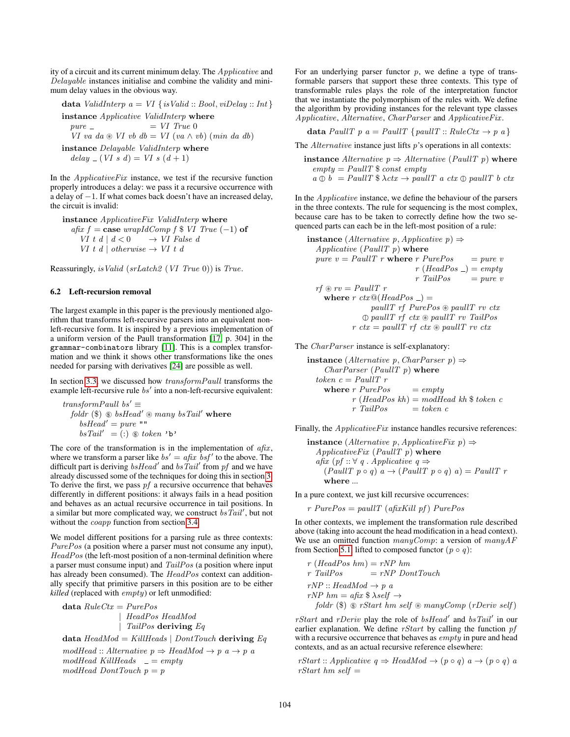ity of a circuit and its current minimum delay. The *Applicative* and *Delayable* instances initialise and combine the validity and minimum delay values in the obvious way.

```
data ValidInterp a = VI { isValid :: Bool, viDelay :: Int }
instance Applicative ValidInterp where
  pure _               = VI True 0
  VI va da ⊛ VI vb db = VI (va ∧ vb) (min da db)
instance Delayable ValidInterp where
  delay _ (VI s d) = VI s (d + 1)
```

In the *ApplicativeFix* instance, we test if the recursive function properly introduces a delay: we pass it a recursive occurrence with a delay of −1. If what comes back doesn't have an increased delay, the circuit is invalid:

```
instance ApplicativeFix ValidInterp where
  afix f = case wrapIdComp f $ VI True (−1) of
    VI t d | d < 0      → VI False d
    VI t d | otherwise → VI t d
```

Reassuringly, *isValid* (*srLatch2* (*VI True* 0)) is *True*.

### 6.2 Left-recursion removal

The largest example in this paper is the previously mentioned algorithm that transforms left-recursive parsers into an equivalent non-left-recursive form. It is inspired by a previous implementation of a uniform version of the Paull transformation [17, p. 304] in the `grammar-combinators` library [11]. This is a complex transformation and we think it shows other transformations like the ones needed for parsing with derivatives [24] are possible as well.

In section 3.3, we discussed how *transformPaull* transforms the example left-recursive rule *bs'* into a non-left-recursive equivalent:

```
transformPaull bs' ≡
  foldr ($) ⊛ bsHead' ⊛ many bsTail' where
    bsHead' = pure ""
    bsTail' = (:) ⊛ token 'b'
```

The core of the transformation is in the implementation of *afix*, where we transform a parser like *bs'* = *afix bsf'* to the above. The difficult part is deriving *bsHead'* and *bsTail'* from *pf* and we have already discussed some of the techniques for doing this in section 3. To derive the first, we pass *pf* a recursive occurrence that behaves differently in different positions: it always fails in a head position and behaves as an actual recursive occurrence in tail positions. In a similar but more complicated way, we construct *bsTail'*, but not without the *coapp* function from section 3.4.

We model different positions for a parsing rule as three contexts: *PurePos* (a position where a parser must not consume any input), *HeadPos* (the left-most position of a non-terminal definition where a parser must consume input) and *TailPos* (a position where input has already been consumed). The *HeadPos* context can additionally specify that primitive parsers in this position are to be either *killed* (replaced with *empty*) or left unmodified:

```
data RuleCtx = PurePos
             | HeadPos HeadMod
             | TailPos deriving Eq
data HeadMod = KillHeads | DontTouch deriving Eq
modHead :: Alternative p ⇒ HeadMod → p a → p a
modHead KillHeads  _ = empty
modHead DontTouch p = p
```

For an underlying parser functor *p*, we define a type of transformable parsers that support these three contexts. This type of transformable rules plays the role of the interpretation functor that we instantiate the polymorphism of the rules with. We define the algorithm by providing instances for the relevant type classes *Applicative*, *Alternative*, *CharParser* and *ApplicativeFix*.

```
data PaullT p a = PaullT { paullT :: RuleCtx → p a }
```

The *Alternative* instance just lifts *p*'s operations in all contexts:

```
instance Alternative p ⇒ Alternative (PaullT p) where
  empty = PaullT $ const empty
  a ⦶ b = PaullT $ λctx → paullT a ctx ⦶ paullT b ctx
```

In the *Applicative* instance, we define the behaviour of the parsers in the three contexts. The rule for sequencing is the most complex, because care has to be taken to correctly define how the two sequenced parts can each be in the left-most position of a rule:

```
instance (Alternative p, Applicative p) ⇒
  Applicative (PaullT p) where
  pure v = PaullT r where r PurePos     = pure v
                          r (HeadPos _) = empty
                          r TailPos     = pure v
  rf ⊛ rv = PaullT r
    where r ctx@(HeadPos _) =
                paullT rf PurePos ⊛ paullT rv ctx
              ⦶ paullT rf ctx ⊛ paullT rv TailPos
          r ctx = paullT rf ctx ⊛ paullT rv ctx
```

The *CharParser* instance is self-explanatory:

```
instance (Alternative p, CharParser p) ⇒
    CharParser (PaullT p) where
  token c = PaullT r
    where r PurePos      = empty
          r (HeadPos kh) = modHead kh $ token c
          r TailPos      = token c
```

Finally, the *ApplicativeFix* instance handles recursive references:

```
instance (Alternative p, ApplicativeFix p) ⇒
  ApplicativeFix (PaullT p) where
  afix (pf :: ∀ q . Applicative q ⇒
    (PaullT p ∘ q) a → (PaullT p ∘ q) a) = PaullT r
    where ...
```

In a pure context, we just kill recursive occurrences:

```
r PurePos = paullT (afixKill pf) PurePos
```

In other contexts, we implement the transformation rule described above (taking into account the head modification in a head context). We use an omitted function *manyComp*: a version of *manyAF* from Section 5.1 lifted to composed functor ($p \circ q$):

```
r (HeadPos hm) = rNP hm
r TailPos      = rNP DontTouch
rNP :: HeadMod → p a
rNP hm = afix $ λself →
  foldr ($) ⊛ rStart hm self ⊛ manyComp (rDeriv self)
```

*rStart* and *rDeriv* play the role of *bsHead'* and *bsTail'* in our earlier explanation. We define *rStart* by calling the function *pf* with a recursive occurrence that behaves as *empty* in pure and head contexts, and as an actual recursive reference elsewhere:

```
rStart :: Applicative q ⇒ HeadMod → (p ∘ q) a → (p ∘ q) a
rStart hm self =
```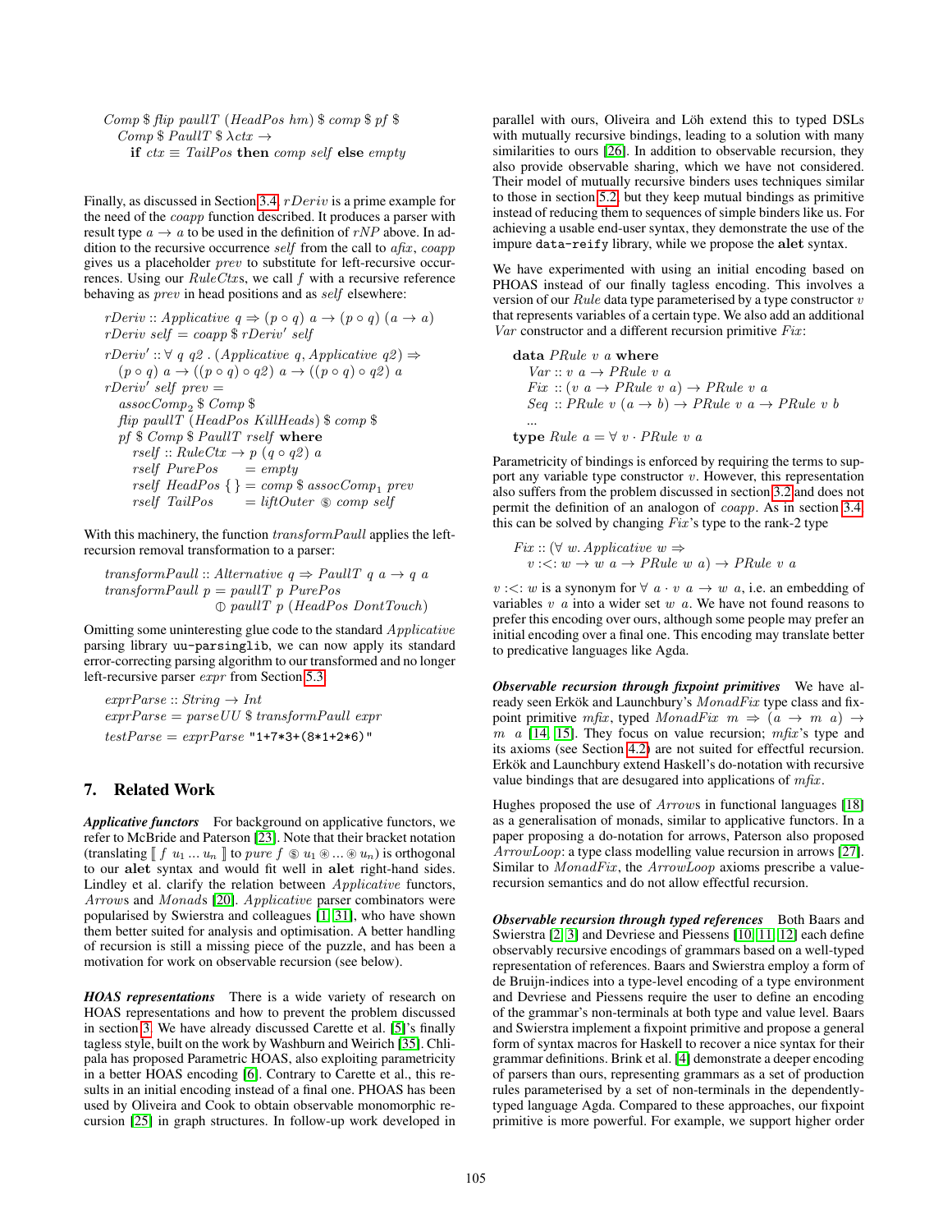```
Comp $ flip paullT (HeadPos hm) $ comp $ pf $
  Comp $ PaullT $ λctx →
    if ctx ≡ TailPos then comp self else empty
```

Finally, as discussed in Section 3.4, *rDeriv* is a prime example for the need of the *coapp* function described. It produces a parser with result type $a \to a$ to be used in the definition of *rNP* above. In addition to the recursive occurrence *self* from the call to *afix*, *coapp* gives us a placeholder *prev* to substitute for left-recursive occurrences. Using our *RuleCtx*s, we call *f* with a recursive reference behaving as *prev* in head positions and as *self* elsewhere:

```
rDeriv :: Applicative q ⇒ (p ∘ q) a → (p ∘ q) (a → a)
rDeriv self = coapp $ rDeriv' self
rDeriv' :: ∀ q q2 . (Applicative q, Applicative q2) ⇒
  (p ∘ q) a → ((p ∘ q) ∘ q2) a → ((p ∘ q) ∘ q2) a
rDeriv' self prev =
  assocComp2 $ Comp $
  flip paullT (HeadPos KillHeads) $ comp $
  pf $ Comp $ PaullT rself where
    rself :: RuleCtx → p (q ∘ q2) a
    rself PurePos      = empty
    rself HeadPos { } = comp $ assocComp1 prev
    rself TailPos      = liftOuter ⊛ comp self
```

With this machinery, the function *transformPaull* applies the left-recursion removal transformation to a parser:

```
transformPaull :: Alternative q ⇒ PaullT q a → q a
transformPaull p = paullT p PurePos
                   ⦶ paullT p (HeadPos DontTouch)
```

Omitting some uninteresting glue code to the standard *Applicative* parsing library `uu-parsinglib`, we can now apply its standard error-correcting parsing algorithm to our transformed and no longer left-recursive parser *expr* from Section 5.3:

```
exprParse :: String → Int
exprParse = parseUU $ transformPaull expr
testParse = exprParse "1+7*3+(8*1+2*6)"
```

## 7. Related Work

***Applicative functors*** For background on applicative functors, we refer to McBride and Paterson [23]. Note that their bracket notation (translating ⟦ $f\ u_1 \dots u_n$ ⟧ to *pure* $f$ ⊛ $u_1$ ⊛ ... ⊛ $u_n$) is orthogonal to our **alet** syntax and would fit well in **alet** right-hand sides. Lindley et al. clarify the relation between *Applicative* functors, *Arrows* and *Monads* [20]. *Applicative* parser combinators were popularised by Swierstra and colleagues [1, 31], who have shown them better suited for analysis and optimisation. A better handling of recursion is still a missing piece of the puzzle, and has been a motivation for work on observable recursion (see below).

***HOAS representations*** There is a wide variety of research on HOAS representations and how to prevent the problem discussed in section 3. We have already discussed Carette et al. [5]'s finally tagless style, built on the work by Washburn and Weirich [35]. Chlipala has proposed Parametric HOAS, also exploiting parametricity in a better HOAS encoding [6]. Contrary to Carette et al., this results in an initial encoding instead of a final one. PHOAS has been used by Oliveira and Cook to obtain observable monomorphic recursion [25] in graph structures. In follow-up work developed in parallel with ours, Oliveira and Löh extend this to typed DSLs with mutually recursive bindings, leading to a solution with many similarities to ours [26]. In addition to observable recursion, they also provide observable sharing, which we have not considered. Their model of mutually recursive binders uses techniques similar to those in section 5.2, but they keep mutual bindings as primitive instead of reducing them to sequences of simple binders like us. For achieving a usable end-user syntax, they demonstrate the use of the impure `data-reify` library, while we propose the **alet** syntax.

We have experimented with using an initial encoding based on PHOAS instead of our finally tagless encoding. This involves a version of our *Rule* data type parameterised by a type constructor $v$ that represents variables of a certain type. We also add an additional *Var* constructor and a different recursion primitive *Fix*:

```
data PRule v a where
  Var :: v a → PRule v a
  Fix :: (v a → PRule v a) → PRule v a
  Seq :: PRule v (a → b) → PRule v a → PRule v b
  ...
type Rule a = ∀ v · PRule v a
```

Parametricity of bindings is enforced by requiring the terms to support any variable type constructor $v$. However, this representation also suffers from the problem discussed in section 3.2 and does not permit the definition of an analogon of *coapp*. As in section 3.4, this can be solved by changing *Fix*'s type to the rank-2 type

```
Fix :: (∀ w. Applicative w ⇒
  v :<: w → w a → PRule w a) → PRule v a
```

$v$ :<: $w$ is a synonym for $\forall\ a \cdot v\ a \to w\ a$, i.e. an embedding of variables $v\ a$ into a wider set $w\ a$. We have not found reasons to prefer this encoding over ours, although some people may prefer an initial encoding over a final one. This encoding may translate better to predicative languages like Agda.

***Observable recursion through fixpoint primitives*** We have already seen Erkök and Launchbury's *MonadFix* type class and fixpoint primitive *mfix*, typed *MonadFix* $m \Rightarrow (a \to m\ a) \to m\ a$ [14, 15]. They focus on value recursion; *mfix*'s type and its axioms (see Section 4.2) are not suited for effectful recursion. Erkök and Launchbury extend Haskell's do-notation with recursive value bindings that are desugared into applications of *mfix*.

Hughes proposed the use of *Arrow*s in functional languages [18] as a generalisation of monads, similar to applicative functors. In a paper proposing a do-notation for arrows, Paterson also proposed *ArrowLoop*: a type class modelling value recursion in arrows [27]. Similar to *MonadFix*, the *ArrowLoop* axioms prescribe a value-recursion semantics and do not allow effectful recursion.

***Observable recursion through typed references*** Both Baars and Swierstra [2, 3] and Devriese and Piessens [10, 11, 12] each define observably recursive encodings of grammars based on a well-typed representation of references. Baars and Swierstra employ a form of de Bruijn-indices into a type-level encoding of a type environment and Devriese and Piessens require the user to define an encoding of the grammar's non-terminals at both type and value level. Baars and Swierstra implement a fixpoint primitive and propose a general form of syntax macros for Haskell to recover a nice syntax for their grammar definitions. Brink et al. [4] demonstrate a deeper encoding of parsers than ours, representing grammars as a set of production rules parameterised by a set of non-terminals in the dependently-typed language Agda. Compared to these approaches, our fixpoint primitive is more powerful. For example, we support higher order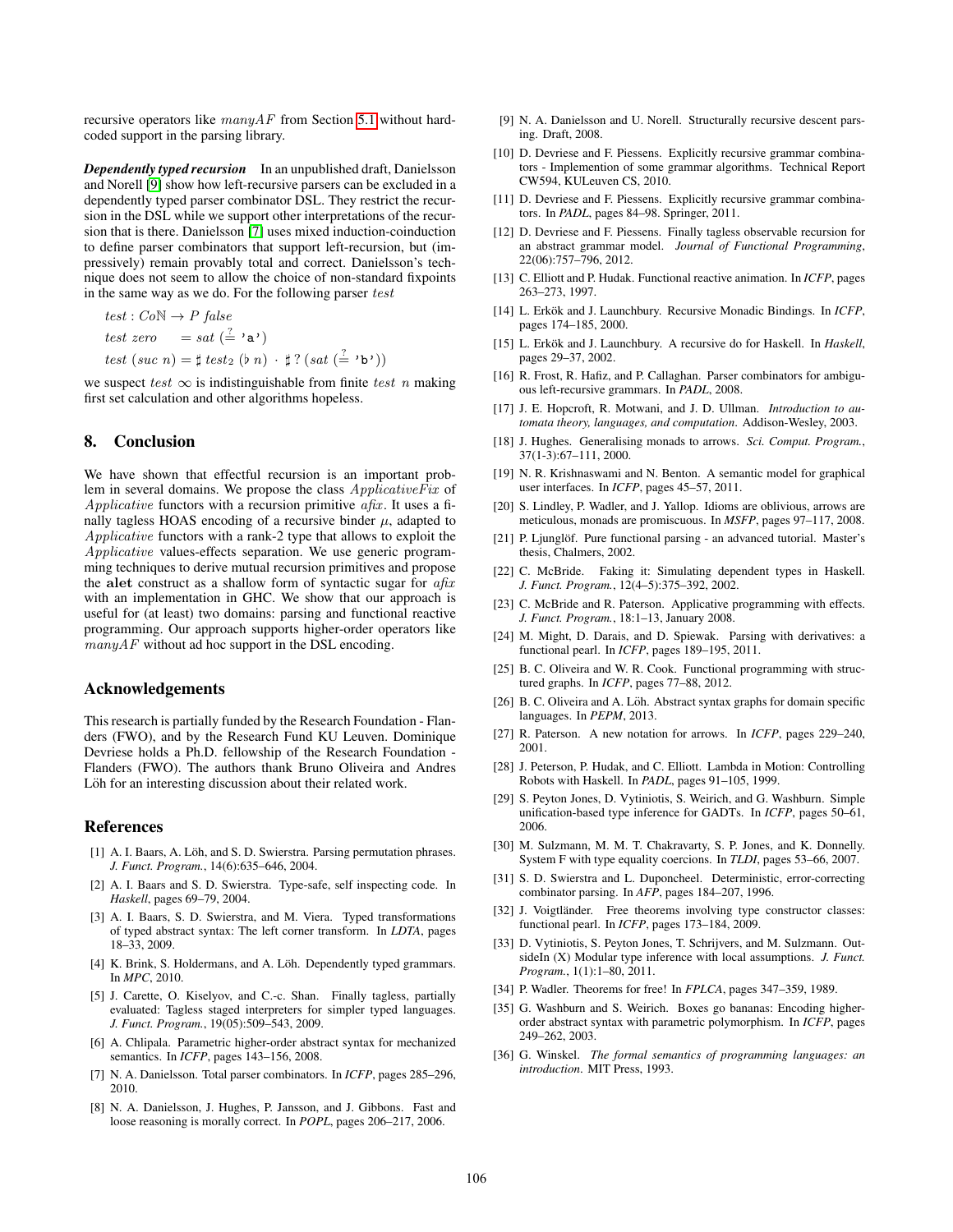recursive operators like $manyAF$ from Section 5.1 without hard-coded support in the parsing library.

***Dependently typed recursion*** In an unpublished draft, Danielsson and Norell [9] show how left-recursive parsers can be excluded in a dependently typed parser combinator DSL. They restrict the recursion in the DSL while we support other interpretations of the recursion that is there. Danielsson [7] uses mixed induction-coinduction to define parser combinators that support left-recursion, but (impressively) remain provably total and correct. Danielsson's technique does not seem to allow the choice of non-standard fixpoints in the same way as we do. For the following parser $test$

$$
\begin{aligned}
&test : Co\mathbb{N} \rightarrow P\ false\\
&test\ zero \quad\ = sat\ (\stackrel{?}{=} \texttt{'a'})\\
&test\ (suc\ n) = \sharp\ test_2\ (\flat\ n)\ \cdot\ \sharp\ ?\ (sat\ (\stackrel{?}{=} \texttt{'b'}))
\end{aligned}
$$

we suspect $test\ \infty$ is indistinguishable from finite $test\ n$ making first set calculation and other algorithms hopeless.

## 8. Conclusion

We have shown that effectful recursion is an important problem in several domains. We propose the class $ApplicativeFix$ of $Applicative$ functors with a recursion primitive $afix$. It uses a finally tagless HOAS encoding of a recursive binder $\mu$, adapted to $Applicative$ functors with a rank-2 type that allows to exploit the $Applicative$ values-effects separation. We use generic programming techniques to derive mutual recursion primitives and propose the **alet** construct as a shallow form of syntactic sugar for $afix$ with an implementation in GHC. We show that our approach is useful for (at least) two domains: parsing and functional reactive programming. Our approach supports higher-order operators like $manyAF$ without ad hoc support in the DSL encoding.

## Acknowledgements

This research is partially funded by the Research Foundation - Flanders (FWO), and by the Research Fund KU Leuven. Dominique Devriese holds a Ph.D. fellowship of the Research Foundation - Flanders (FWO). The authors thank Bruno Oliveira and Andres Löh for an interesting discussion about their related work.

## References

[1] A. I. Baars, A. Löh, and S. D. Swierstra. Parsing permutation phrases. *J. Funct. Program.*, 14(6):635–646, 2004.

[2] A. I. Baars and S. D. Swierstra. Type-safe, self inspecting code. In *Haskell*, pages 69–79, 2004.

[3] A. I. Baars, S. D. Swierstra, and M. Viera. Typed transformations of typed abstract syntax: The left corner transform. In *LDTA*, pages 18–33, 2009.

[4] K. Brink, S. Holdermans, and A. Löh. Dependently typed grammars. In *MPC*, 2010.

[5] J. Carette, O. Kiselyov, and C.-c. Shan. Finally tagless, partially evaluated: Tagless staged interpreters for simpler typed languages. *J. Funct. Program.*, 19(05):509–543, 2009.

[6] A. Chlipala. Parametric higher-order abstract syntax for mechanized semantics. In *ICFP*, pages 143–156, 2008.

[7] N. A. Danielsson. Total parser combinators. In *ICFP*, pages 285–296, 2010.

[8] N. A. Danielsson, J. Hughes, P. Jansson, and J. Gibbons. Fast and loose reasoning is morally correct. In *POPL*, pages 206–217, 2006.

[9] N. A. Danielsson and U. Norell. Structurally recursive descent parsing. Draft, 2008.

[10] D. Devriese and F. Piessens. Explicitly recursive grammar combinators - Implementation of some grammar algorithms. Technical Report CW594, KULeuven CS, 2010.

[11] D. Devriese and F. Piessens. Explicitly recursive grammar combinators. In *PADL*, pages 84–98. Springer, 2011.

[12] D. Devriese and F. Piessens. Finally tagless observable recursion for an abstract grammar model. *Journal of Functional Programming*, 22(06):757–796, 2012.

[13] C. Elliott and P. Hudak. Functional reactive animation. In *ICFP*, pages 263–273, 1997.

[14] L. Erkök and J. Launchbury. Recursive Monadic Bindings. In *ICFP*, pages 174–185, 2000.

[15] L. Erkök and J. Launchbury. A recursive do for Haskell. In *Haskell*, pages 29–37, 2002.

[16] R. Frost, R. Hafiz, and P. Callaghan. Parser combinators for ambiguous left-recursive grammars. In *PADL*, 2008.

[17] J. E. Hopcroft, R. Motwani, and J. D. Ullman. *Introduction to automata theory, languages, and computation*. Addison-Wesley, 2003.

[18] J. Hughes. Generalising monads to arrows. *Sci. Comput. Program.*, 37(1-3):67–111, 2000.

[19] N. R. Krishnaswami and N. Benton. A semantic model for graphical user interfaces. In *ICFP*, pages 45–57, 2011.

[20] S. Lindley, P. Wadler, and J. Yallop. Idioms are oblivious, arrows are meticulous, monads are promiscuous. In *MSFP*, pages 97–117, 2008.

[21] P. Ljunglöf. Pure functional parsing - an advanced tutorial. Master's thesis, Chalmers, 2002.

[22] C. McBride. Faking it: Simulating dependent types in Haskell. *J. Funct. Program.*, 12(4–5):375–392, 2002.

[23] C. McBride and R. Paterson. Applicative programming with effects. *J. Funct. Program.*, 18:1–13, January 2008.

[24] M. Might, D. Darais, and D. Spiewak. Parsing with derivatives: a functional pearl. In *ICFP*, pages 189–195, 2011.

[25] B. C. Oliveira and W. R. Cook. Functional programming with structured graphs. In *ICFP*, pages 77–88, 2012.

[26] B. C. Oliveira and A. Löh. Abstract syntax graphs for domain specific languages. In *PEPM*, 2013.

[27] R. Paterson. A new notation for arrows. In *ICFP*, pages 229–240, 2001.

[28] J. Peterson, P. Hudak, and C. Elliott. Lambda in Motion: Controlling Robots with Haskell. In *PADL*, pages 91–105, 1999.

[29] S. Peyton Jones, D. Vytiniotis, S. Weirich, and G. Washburn. Simple unification-based type inference for GADTs. In *ICFP*, pages 50–61, 2006.

[30] M. Sulzmann, M. M. T. Chakravarty, S. P. Jones, and K. Donnelly. System F with type equality coercions. In *TLDI*, pages 53–66, 2007.

[31] S. D. Swierstra and L. Duponcheel. Deterministic, error-correcting combinator parsing. In *AFP*, pages 184–207, 1996.

[32] J. Voigtländer. Free theorems involving type constructor classes: functional pearl. In *ICFP*, pages 173–184, 2009.

[33] D. Vytiniotis, S. Peyton Jones, T. Schrijvers, and M. Sulzmann. OutsideIn (X) Modular type inference with local assumptions. *J. Funct. Program.*, 1(1):1–80, 2011.

[34] P. Wadler. Theorems for free! In *FPLCA*, pages 347–359, 1989.

[35] G. Washburn and S. Weirich. Boxes go bananas: Encoding higher-order abstract syntax with parametric polymorphism. In *ICFP*, pages 249–262, 2003.

[36] G. Winskel. *The formal semantics of programming languages: an introduction*. MIT Press, 1993.